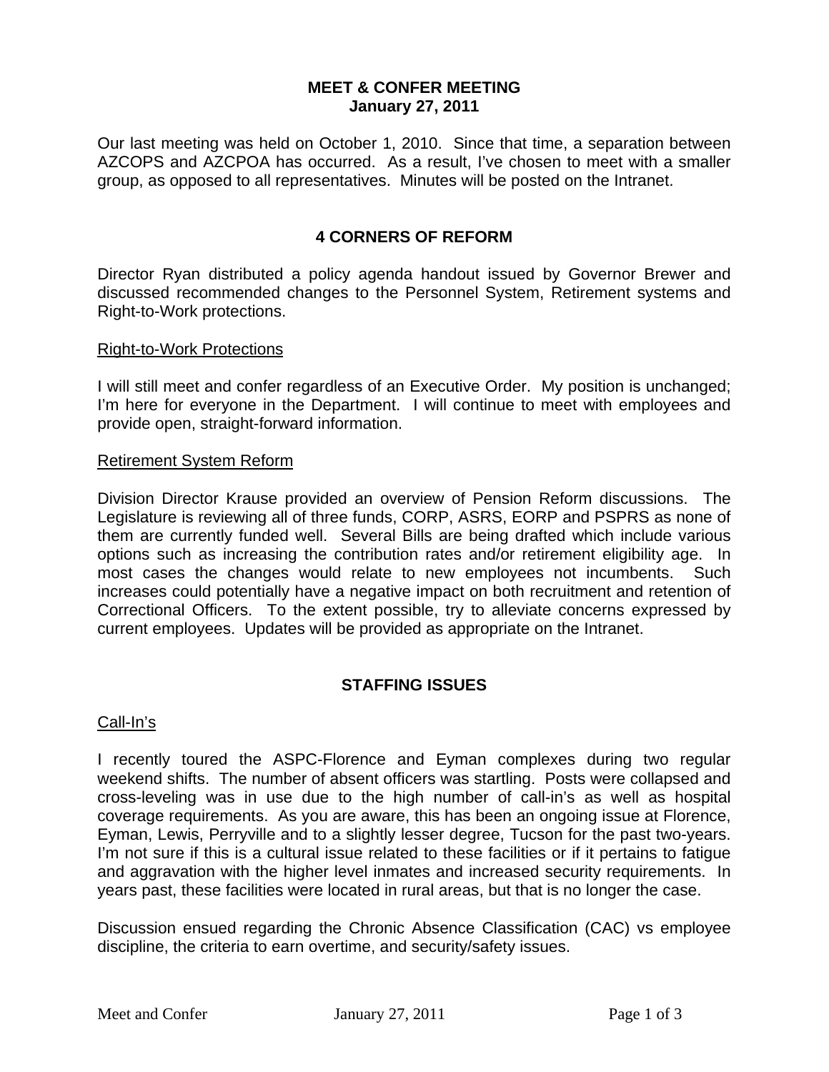# MEET & CONFER MEETING
**January 27, 2011**

Our last meeting was held on October 1, 2010. Since that time, a separation between AZCOPS and AZCPOA has occurred. As a result, I've chosen to meet with a smaller group, as opposed to all representatives. Minutes will be posted on the Intranet.

## 4 CORNERS OF REFORM

Director Ryan distributed a policy agenda handout issued by Governor Brewer and discussed recommended changes to the Personnel System, Retirement systems and Right-to-Work protections.

### Right-to-Work Protections

I will still meet and confer regardless of an Executive Order. My position is unchanged; I'm here for everyone in the Department. I will continue to meet with employees and provide open, straight-forward information.

### Retirement System Reform

Division Director Krause provided an overview of Pension Reform discussions. The Legislature is reviewing all of three funds, CORP, ASRS, EORP and PSPRS as none of them are currently funded well. Several Bills are being drafted which include various options such as increasing the contribution rates and/or retirement eligibility age. In most cases the changes would relate to new employees not incumbents. Such increases could potentially have a negative impact on both recruitment and retention of Correctional Officers. To the extent possible, try to alleviate concerns expressed by current employees. Updates will be provided as appropriate on the Intranet.

## STAFFING ISSUES

### Call-In's

I recently toured the ASPC-Florence and Eyman complexes during two regular weekend shifts. The number of absent officers was startling. Posts were collapsed and cross-leveling was in use due to the high number of call-in's as well as hospital coverage requirements. As you are aware, this has been an ongoing issue at Florence, Eyman, Lewis, Perryville and to a slightly lesser degree, Tucson for the past two-years. I'm not sure if this is a cultural issue related to these facilities or if it pertains to fatigue and aggravation with the higher level inmates and increased security requirements. In years past, these facilities were located in rural areas, but that is no longer the case.

Discussion ensued regarding the Chronic Absence Classification (CAC) vs employee discipline, the criteria to earn overtime, and security/safety issues.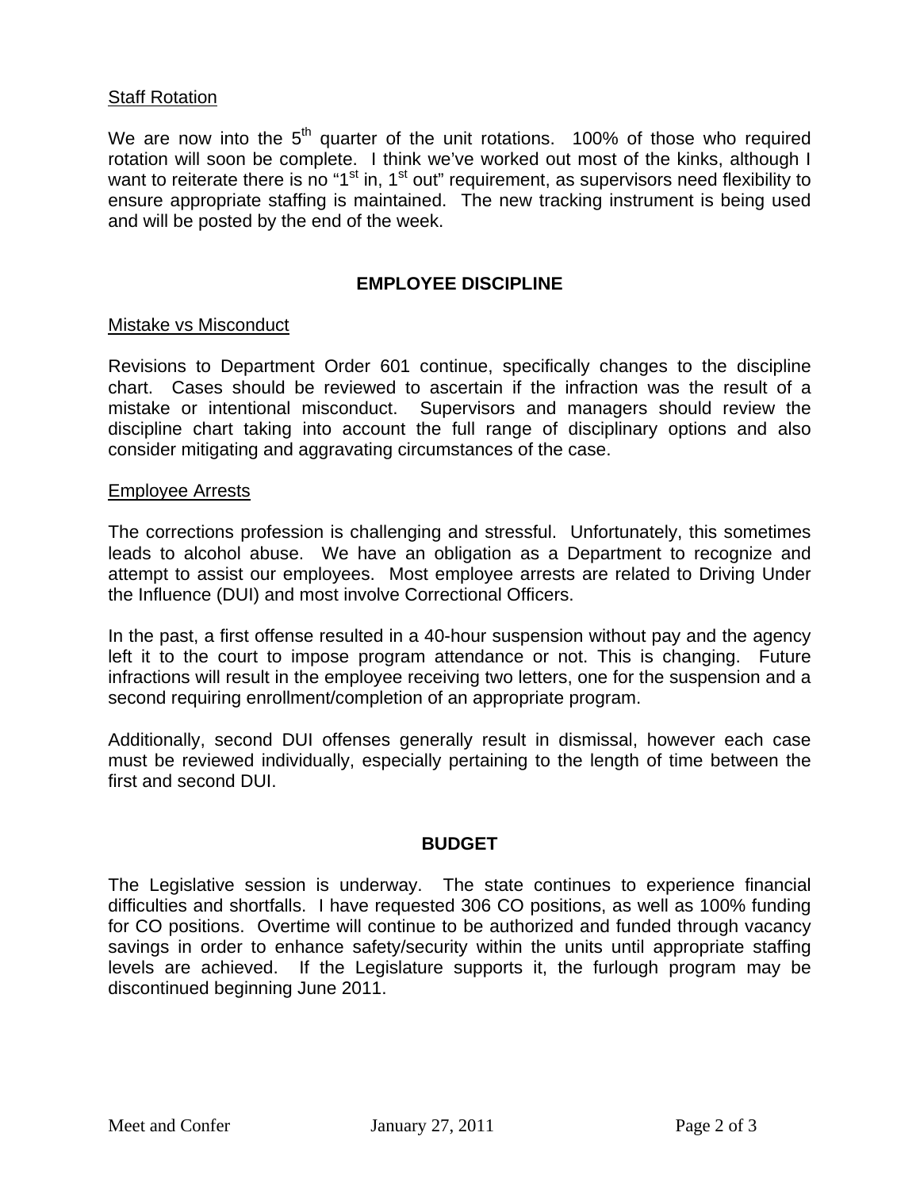Staff Rotation

We are now into the 5th quarter of the unit rotations. 100% of those who required rotation will soon be complete. I think we've worked out most of the kinks, although I want to reiterate there is no "1st in, 1st out" requirement, as supervisors need flexibility to ensure appropriate staffing is maintained. The new tracking instrument is being used and will be posted by the end of the week.

## EMPLOYEE DISCIPLINE

Mistake vs Misconduct

Revisions to Department Order 601 continue, specifically changes to the discipline chart. Cases should be reviewed to ascertain if the infraction was the result of a mistake or intentional misconduct. Supervisors and managers should review the discipline chart taking into account the full range of disciplinary options and also consider mitigating and aggravating circumstances of the case.

Employee Arrests

The corrections profession is challenging and stressful. Unfortunately, this sometimes leads to alcohol abuse. We have an obligation as a Department to recognize and attempt to assist our employees. Most employee arrests are related to Driving Under the Influence (DUI) and most involve Correctional Officers.

In the past, a first offense resulted in a 40-hour suspension without pay and the agency left it to the court to impose program attendance or not. This is changing. Future infractions will result in the employee receiving two letters, one for the suspension and a second requiring enrollment/completion of an appropriate program.

Additionally, second DUI offenses generally result in dismissal, however each case must be reviewed individually, especially pertaining to the length of time between the first and second DUI.

## BUDGET

The Legislative session is underway. The state continues to experience financial difficulties and shortfalls. I have requested 306 CO positions, as well as 100% funding for CO positions. Overtime will continue to be authorized and funded through vacancy savings in order to enhance safety/security within the units until appropriate staffing levels are achieved. If the Legislature supports it, the furlough program may be discontinued beginning June 2011.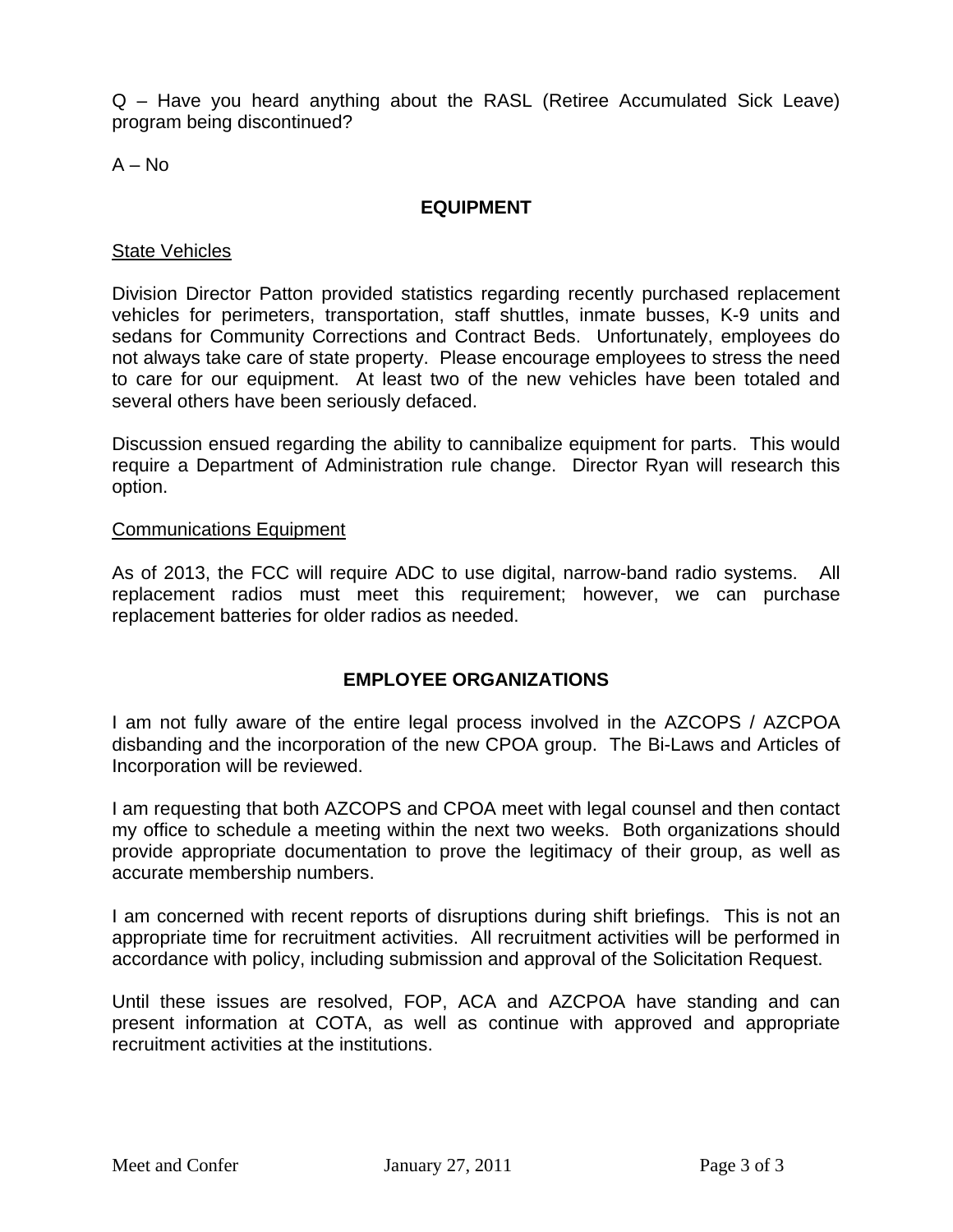Q – Have you heard anything about the RASL (Retiree Accumulated Sick Leave) program being discontinued?

A – No

## EQUIPMENT

<u>State Vehicles</u>

Division Director Patton provided statistics regarding recently purchased replacement vehicles for perimeters, transportation, staff shuttles, inmate busses, K-9 units and sedans for Community Corrections and Contract Beds. Unfortunately, employees do not always take care of state property. Please encourage employees to stress the need to care for our equipment. At least two of the new vehicles have been totaled and several others have been seriously defaced.

Discussion ensued regarding the ability to cannibalize equipment for parts. This would require a Department of Administration rule change. Director Ryan will research this option.

<u>Communications Equipment</u>

As of 2013, the FCC will require ADC to use digital, narrow-band radio systems. All replacement radios must meet this requirement; however, we can purchase replacement batteries for older radios as needed.

## EMPLOYEE ORGANIZATIONS

I am not fully aware of the entire legal process involved in the AZCOPS / AZCPOA disbanding and the incorporation of the new CPOA group. The Bi-Laws and Articles of Incorporation will be reviewed.

I am requesting that both AZCOPS and CPOA meet with legal counsel and then contact my office to schedule a meeting within the next two weeks. Both organizations should provide appropriate documentation to prove the legitimacy of their group, as well as accurate membership numbers.

I am concerned with recent reports of disruptions during shift briefings. This is not an appropriate time for recruitment activities. All recruitment activities will be performed in accordance with policy, including submission and approval of the Solicitation Request.

Until these issues are resolved, FOP, ACA and AZCPOA have standing and can present information at COTA, as well as continue with approved and appropriate recruitment activities at the institutions.